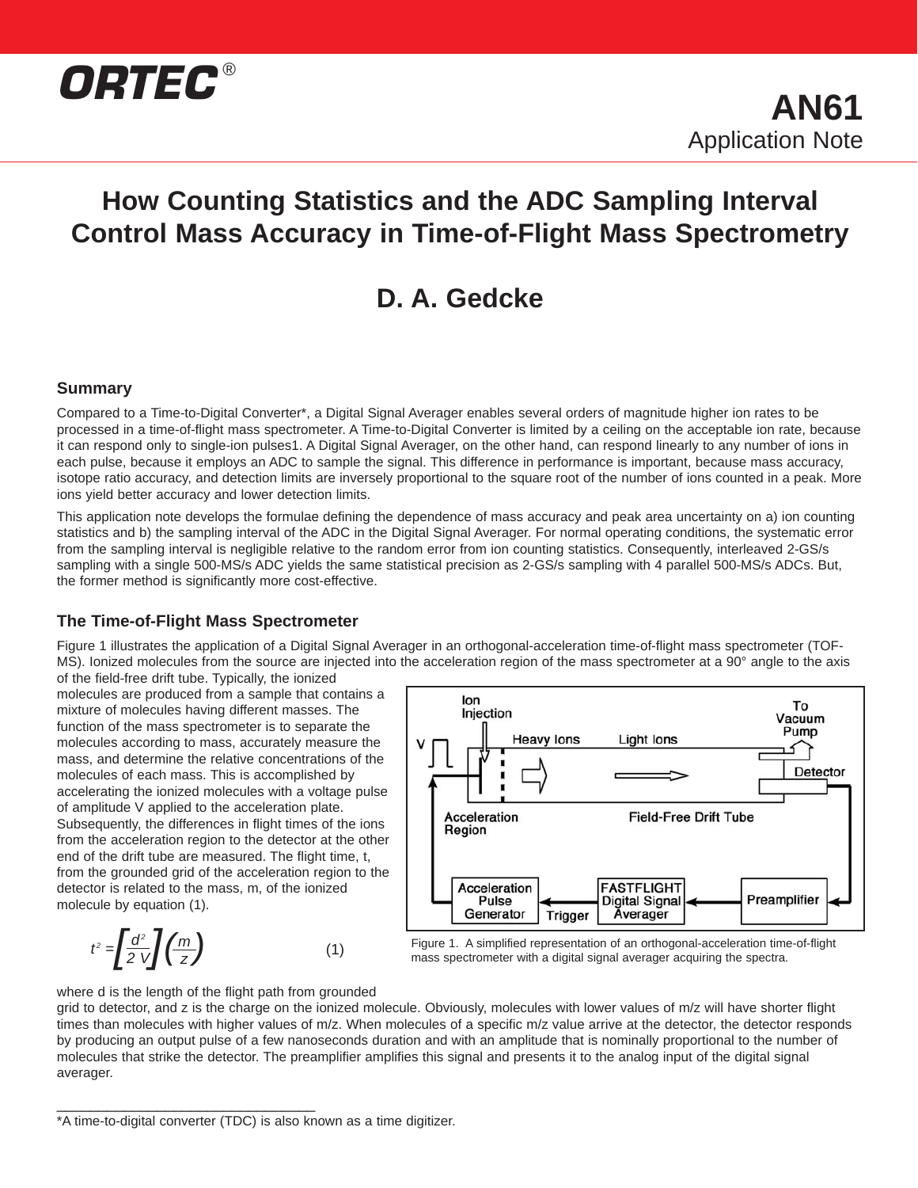ORTEC®

# AN61 Application Note

# How Counting Statistics and the ADC Sampling Interval Control Mass Accuracy in Time-of-Flight Mass Spectrometry

## D. A. Gedcke

### Summary

Compared to a Time-to-Digital Converter*, a Digital Signal Averager enables several orders of magnitude higher ion rates to be processed in a time-of-flight mass spectrometer. A Time-to-Digital Converter is limited by a ceiling on the acceptable ion rate, because it can respond only to single-ion pulses1. A Digital Signal Averager, on the other hand, can respond linearly to any number of ions in each pulse, because it employs an ADC to sample the signal. This difference in performance is important, because mass accuracy, isotope ratio accuracy, and detection limits are inversely proportional to the square root of the number of ions counted in a peak. More ions yield better accuracy and lower detection limits.

This application note develops the formulae defining the dependence of mass accuracy and peak area uncertainty on a) ion counting statistics and b) the sampling interval of the ADC in the Digital Signal Averager. For normal operating conditions, the systematic error from the sampling interval is negligible relative to the random error from ion counting statistics. Consequently, interleaved 2-GS/s sampling with a single 500-MS/s ADC yields the same statistical precision as 2-GS/s sampling with 4 parallel 500-MS/s ADCs. But, the former method is significantly more cost-effective.

### The Time-of-Flight Mass Spectrometer

Figure 1 illustrates the application of a Digital Signal Averager in an orthogonal-acceleration time-of-flight mass spectrometer (TOF-MS). Ionized molecules from the source are injected into the acceleration region of the mass spectrometer at a 90° angle to the axis of the field-free drift tube. Typically, the ionized molecules are produced from a sample that contains a mixture of molecules having different masses. The function of the mass spectrometer is to separate the molecules according to mass, accurately measure the mass, and determine the relative concentrations of the molecules of each mass. This is accomplished by accelerating the ionized molecules with a voltage pulse of amplitude V applied to the acceleration plate. Subsequently, the differences in flight times of the ions from the acceleration region to the detector at the other end of the drift tube are measured. The flight time, t, from the grounded grid of the acceleration region to the detector is related to the mass, m, of the ionized molecule by equation (1).

$$t^2 = \left[\frac{d^2}{2\,V}\right]\left(\frac{m}{z}\right) \qquad (1)$$

Figure 1. A simplified representation of an orthogonal-acceleration time-of-flight mass spectrometer with a digital signal averager acquiring the spectra.

where d is the length of the flight path from grounded grid to detector, and z is the charge on the ionized molecule. Obviously, molecules with lower values of m/z will have shorter flight times than molecules with higher values of m/z. When molecules of a specific m/z value arrive at the detector, the detector responds by producing an output pulse of a few nanoseconds duration and with an amplitude that is nominally proportional to the number of molecules that strike the detector. The preamplifier amplifies this signal and presents it to the analog input of the digital signal averager.

---

*A time-to-digital converter (TDC) is also known as a time digitizer.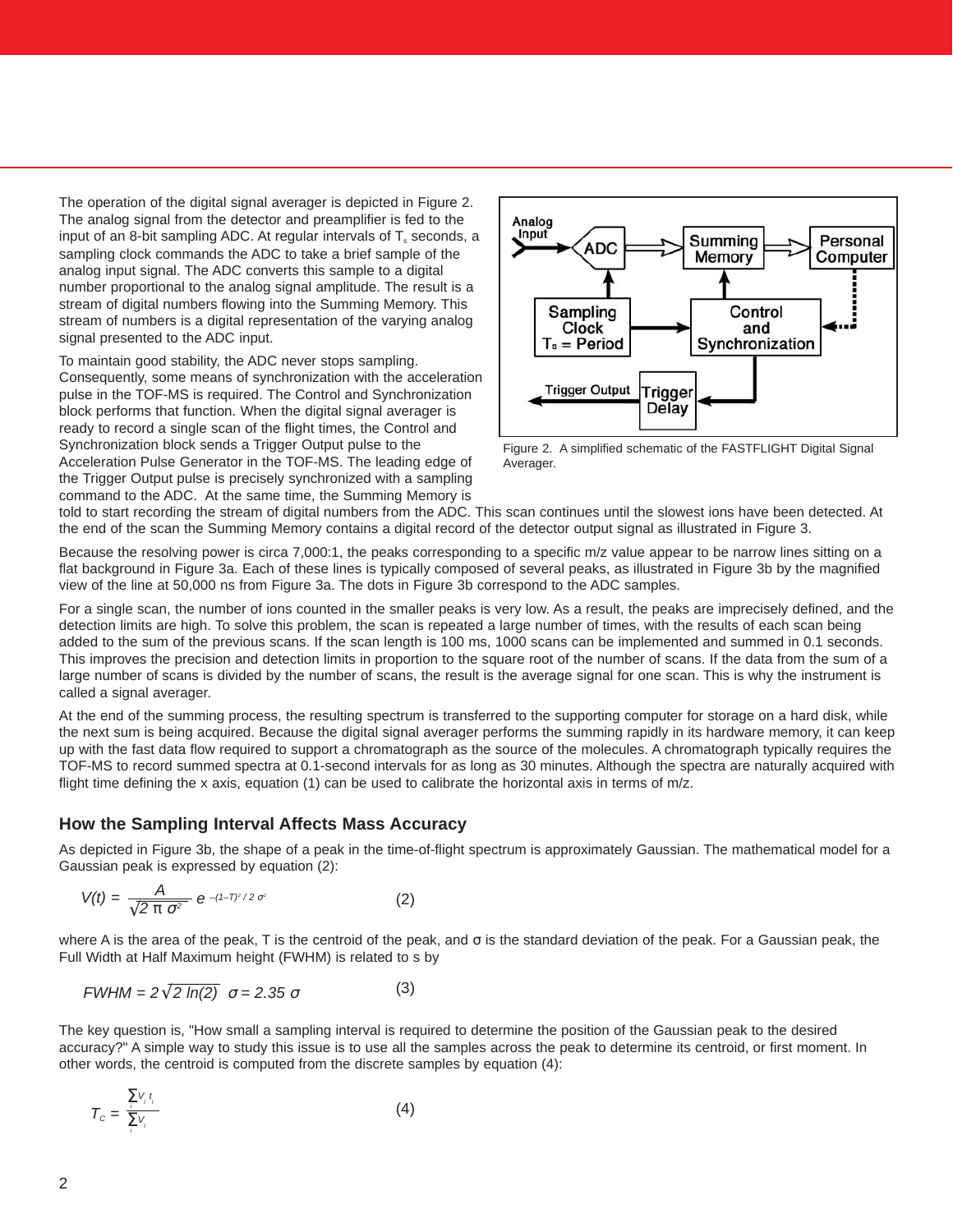The operation of the digital signal averager is depicted in Figure 2. The analog signal from the detector and preamplifier is fed to the input of an 8-bit sampling ADC. At regular intervals of $T_s$ seconds, a sampling clock commands the ADC to take a brief sample of the analog input signal. The ADC converts this sample to a digital number proportional to the analog signal amplitude. The result is a stream of digital numbers flowing into the Summing Memory. This stream of numbers is a digital representation of the varying analog signal presented to the ADC input.

To maintain good stability, the ADC never stops sampling. Consequently, some means of synchronization with the acceleration pulse in the TOF-MS is required. The Control and Synchronization block performs that function. When the digital signal averager is ready to record a single scan of the flight times, the Control and Synchronization block sends a Trigger Output pulse to the Acceleration Pulse Generator in the TOF-MS. The leading edge of the Trigger Output pulse is precisely synchronized with a sampling command to the ADC. At the same time, the Summing Memory is told to start recording the stream of digital numbers from the ADC. This scan continues until the slowest ions have been detected. At the end of the scan the Summing Memory contains a digital record of the detector output signal as illustrated in Figure 3.

Figure 2. A simplified schematic of the FASTFLIGHT Digital Signal Averager.

Because the resolving power is circa 7,000:1, the peaks corresponding to a specific m/z value appear to be narrow lines sitting on a flat background in Figure 3a. Each of these lines is typically composed of several peaks, as illustrated in Figure 3b by the magnified view of the line at 50,000 ns from Figure 3a. The dots in Figure 3b correspond to the ADC samples.

For a single scan, the number of ions counted in the smaller peaks is very low. As a result, the peaks are imprecisely defined, and the detection limits are high. To solve this problem, the scan is repeated a large number of times, with the results of each scan being added to the sum of the previous scans. If the scan length is 100 ms, 1000 scans can be implemented and summed in 0.1 seconds. This improves the precision and detection limits in proportion to the square root of the number of scans. If the data from the sum of a large number of scans is divided by the number of scans, the result is the average signal for one scan. This is why the instrument is called a signal averager.

At the end of the summing process, the resulting spectrum is transferred to the supporting computer for storage on a hard disk, while the next sum is being acquired. Because the digital signal averager performs the summing rapidly in its hardware memory, it can keep up with the fast data flow required to support a chromatograph as the source of the molecules. A chromatograph typically requires the TOF-MS to record summed spectra at 0.1-second intervals for as long as 30 minutes. Although the spectra are naturally acquired with flight time defining the x axis, equation (1) can be used to calibrate the horizontal axis in terms of m/z.

## How the Sampling Interval Affects Mass Accuracy

As depicted in Figure 3b, the shape of a peak in the time-of-flight spectrum is approximately Gaussian. The mathematical model for a Gaussian peak is expressed by equation (2):

$$V(t) = \frac{A}{\sqrt{2\,\pi\,\sigma^2}}\, e^{-(1-T)^2/2\,\sigma^2} \qquad (2)$$

where A is the area of the peak, T is the centroid of the peak, and σ is the standard deviation of the peak. For a Gaussian peak, the Full Width at Half Maximum height (FWHM) is related to s by

$$FWHM = 2\sqrt{2\ln(2)}\;\sigma = 2.35\,\sigma \qquad (3)$$

The key question is, "How small a sampling interval is required to determine the position of the Gaussian peak to the desired accuracy?" A simple way to study this issue is to use all the samples across the peak to determine its centroid, or first moment. In other words, the centroid is computed from the discrete samples by equation (4):

$$T_c = \frac{\sum_i v_i\, t_i}{\sum_i v_i} \qquad (4)$$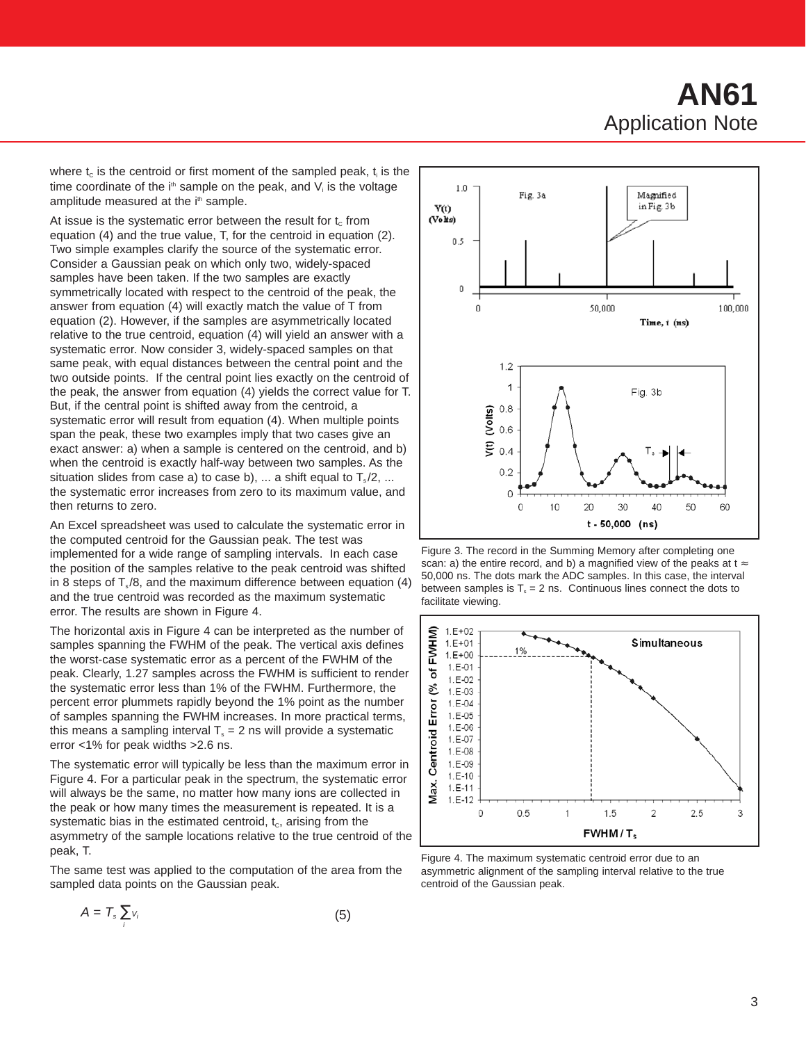where $t_c$ is the centroid or first moment of the sampled peak, $t_i$ is the time coordinate of the $i^{th}$ sample on the peak, and $V_i$ is the voltage amplitude measured at the $i^{th}$ sample.

At issue is the systematic error between the result for $t_c$ from equation (4) and the true value, T, for the centroid in equation (2). Two simple examples clarify the source of the systematic error. Consider a Gaussian peak on which only two, widely-spaced samples have been taken. If the two samples are exactly symmetrically located with respect to the centroid of the peak, the answer from equation (4) will exactly match the value of T from equation (2). However, if the samples are asymmetrically located relative to the true centroid, equation (4) will yield an answer with a systematic error. Now consider 3, widely-spaced samples on that same peak, with equal distances between the central point and the two outside points. If the central point lies exactly on the centroid of the peak, the answer from equation (4) yields the correct value for T. But, if the central point is shifted away from the centroid, a systematic error will result from equation (4). When multiple points span the peak, these two examples imply that two cases give an exact answer: a) when a sample is centered on the centroid, and b) when the centroid is exactly half-way between two samples. As the situation slides from case a) to case b), ... a shift equal to $T_s/2$, ... the systematic error increases from zero to its maximum value, and then returns to zero.

An Excel spreadsheet was used to calculate the systematic error in the computed centroid for the Gaussian peak. The test was implemented for a wide range of sampling intervals. In each case the position of the samples relative to the peak centroid was shifted in 8 steps of $T_s/8$, and the maximum difference between equation (4) and the true centroid was recorded as the maximum systematic error. The results are shown in Figure 4.

The horizontal axis in Figure 4 can be interpreted as the number of samples spanning the FWHM of the peak. The vertical axis defines the worst-case systematic error as a percent of the FWHM of the peak. Clearly, 1.27 samples across the FWHM is sufficient to render the systematic error less than 1% of the FWHM. Furthermore, the percent error plummets rapidly beyond the 1% point as the number of samples spanning the FWHM increases. In more practical terms, this means a sampling interval $T_s$ = 2 ns will provide a systematic error <1% for peak widths >2.6 ns.

The systematic error will typically be less than the maximum error in Figure 4. For a particular peak in the spectrum, the systematic error will always be the same, no matter how many ions are collected in the peak or how many times the measurement is repeated. It is a systematic bias in the estimated centroid, $t_c$, arising from the asymmetry of the sample locations relative to the true centroid of the peak, T.

The same test was applied to the computation of the area from the sampled data points on the Gaussian peak.

$$A = T_s \sum_i V_i \qquad (5)$$

Figure 3. The record in the Summing Memory after completing one scan: a) the entire record, and b) a magnified view of the peaks at t ≈ 50,000 ns. The dots mark the ADC samples. In this case, the interval between samples is $T_s$ = 2 ns. Continuous lines connect the dots to facilitate viewing.

Figure 4. The maximum systematic centroid error due to an asymmetric alignment of the sampling interval relative to the true centroid of the Gaussian peak.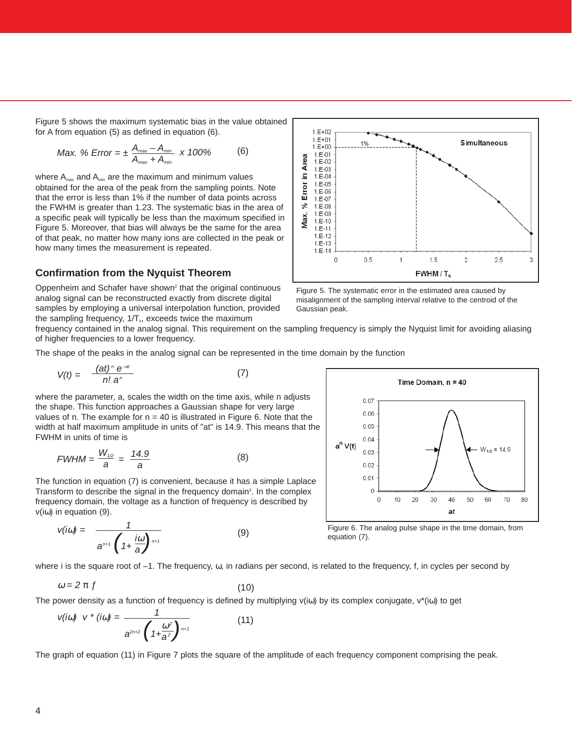Figure 5 shows the maximum systematic bias in the value obtained for A from equation (5) as defined in equation (6).

$$\text{Max. \% Error} = \pm \frac{A_{max} - A_{min}}{A_{max} + A_{min}} \times 100\% \qquad (6)$$

where $A_{max}$ and $A_{min}$ are the maximum and minimum values obtained for the area of the peak from the sampling points. Note that the error is less than 1% if the number of data points across the FWHM is greater than 1.23. The systematic bias in the area of a specific peak will typically be less than the maximum specified in Figure 5. Moreover, that bias will always be the same for the area of that peak, no matter how many ions are collected in the peak or how many times the measurement is repeated.

Figure 5. The systematic error in the estimated area caused by misalignment of the sampling interval relative to the centroid of the Gaussian peak.

## Confirmation from the Nyquist Theorem

Oppenheim and Schafer have shown[2] that the original continuous analog signal can be reconstructed exactly from discrete digital samples by employing a universal interpolation function, provided the sampling frequency, $1/T_s$, exceeds twice the maximum frequency contained in the analog signal. This requirement on the sampling frequency is simply the Nyquist limit for avoiding aliasing of higher frequencies to a lower frequency.

The shape of the peaks in the analog signal can be represented in the time domain by the function

$$V(t) = \frac{(at)^n e^{-at}}{n!\, a^n} \qquad (7)$$

where the parameter, a, scales the width on the time axis, while n adjusts the shape. This function approaches a Gaussian shape for very large values of n. The example for n = 40 is illustrated in Figure 6. Note that the width at half maximum amplitude in units of "at" is 14.9. This means that the FWHM in units of time is

$$FWHM = \frac{W_{1/2}}{a} = \frac{14.9}{a} \qquad (8)$$

Figure 6. The analog pulse shape in the time domain, from equation (7).

The function in equation (7) is convenient, because it has a simple Laplace Transform to describe the signal in the frequency domain[3]. In the complex frequency domain, the voltage as a function of frequency is described by v(iω) in equation (9).

$$v(i\omega) = \frac{1}{a^{n+1}\left(1 + \frac{i\omega}{a}\right)^{n+1}} \qquad (9)$$

where i is the square root of –1. The frequency, ω, in radians per second, is related to the frequency, f, in cycles per second by

$$\omega = 2\pi f \qquad (10)$$

The power density as a function of frequency is defined by multiplying v(iω) by its complex conjugate, v*(iω) to get

$$v(i\omega)\ v^*(i\omega) = \frac{1}{a^{2n+2}\left(1 + \frac{\omega^2}{a^2}\right)^{n+1}} \qquad (11)$$

The graph of equation (11) in Figure 7 plots the square of the amplitude of each frequency component comprising the peak.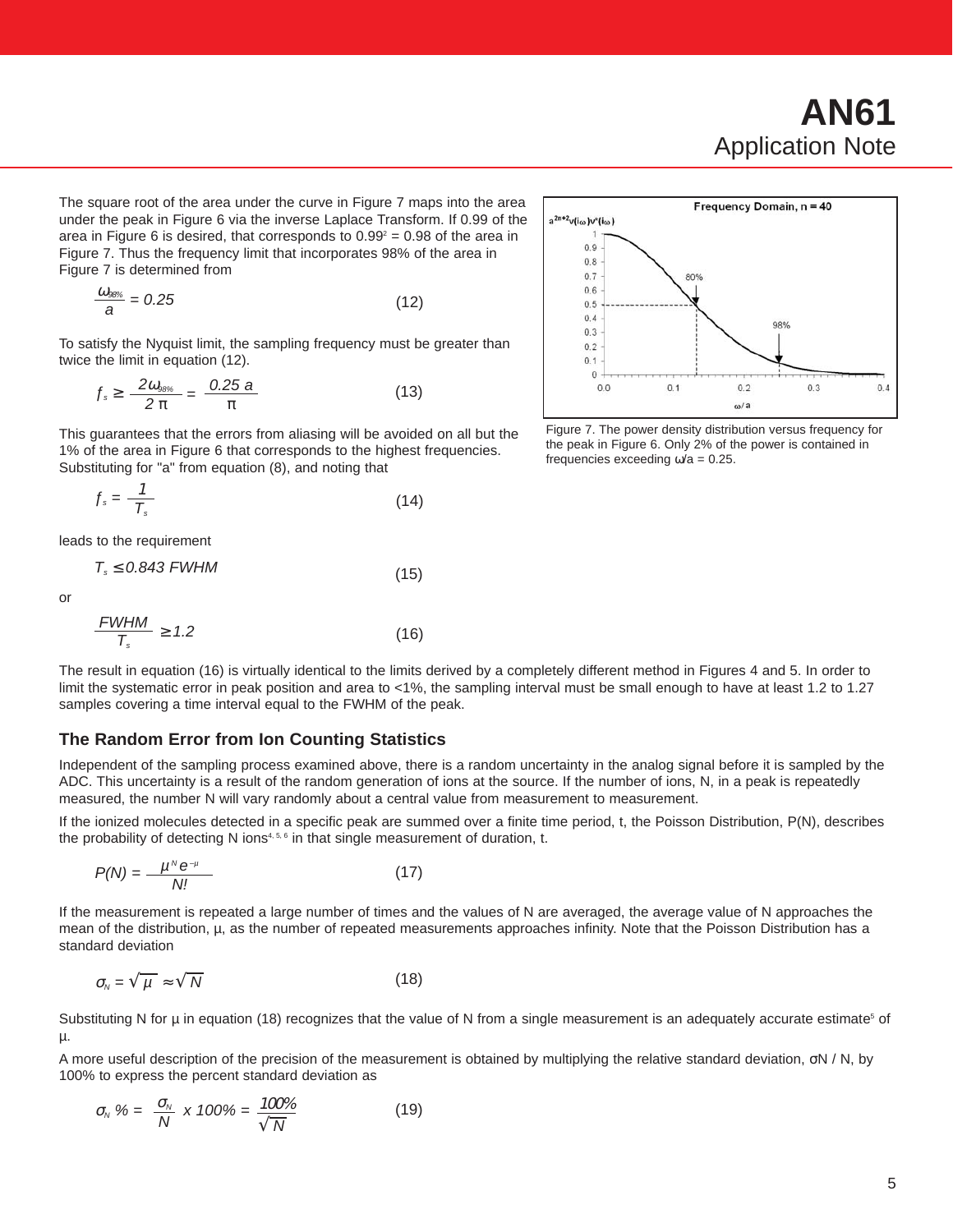The square root of the area under the curve in Figure 7 maps into the area under the peak in Figure 6 via the inverse Laplace Transform. If 0.99 of the area in Figure 6 is desired, that corresponds to $0.99^2 = 0.98$ of the area in Figure 7. Thus the frequency limit that incorporates 98% of the area in Figure 7 is determined from

$$\frac{\omega_{98\%}}{a} = 0.25 \qquad (12)$$

To satisfy the Nyquist limit, the sampling frequency must be greater than twice the limit in equation (12).

$$f_s \geq \frac{2\omega_{98\%}}{2\pi} = \frac{0.25\,a}{\pi} \qquad (13)$$

This guarantees that the errors from aliasing will be avoided on all but the 1% of the area in Figure 6 that corresponds to the highest frequencies. Substituting for "a" from equation (8), and noting that

$$f_s = \frac{1}{T_s} \qquad (14)$$

leads to the requirement

$$T_s \leq 0.843\ FWHM \qquad (15)$$

or

$$\frac{FWHM}{T_s} \geq 1.2 \qquad (16)$$

Figure 7. The power density distribution versus frequency for the peak in Figure 6. Only 2% of the power is contained in frequencies exceeding $\omega/a = 0.25$.

The result in equation (16) is virtually identical to the limits derived by a completely different method in Figures 4 and 5. In order to limit the systematic error in peak position and area to <1%, the sampling interval must be small enough to have at least 1.2 to 1.27 samples covering a time interval equal to the FWHM of the peak.

## The Random Error from Ion Counting Statistics

Independent of the sampling process examined above, there is a random uncertainty in the analog signal before it is sampled by the ADC. This uncertainty is a result of the random generation of ions at the source. If the number of ions, N, in a peak is repeatedly measured, the number N will vary randomly about a central value from measurement to measurement.

If the ionized molecules detected in a specific peak are summed over a finite time period, t, the Poisson Distribution, P(N), describes the probability of detecting N ions[4, 5, 6] in that single measurement of duration, t.

$$P(N) = \frac{\mu^N e^{-\mu}}{N!} \qquad (17)$$

If the measurement is repeated a large number of times and the values of N are averaged, the average value of N approaches the mean of the distribution, μ, as the number of repeated measurements approaches infinity. Note that the Poisson Distribution has a standard deviation

$$\sigma_N = \sqrt{\mu} \approx \sqrt{N} \qquad (18)$$

Substituting N for μ in equation (18) recognizes that the value of N from a single measurement is an adequately accurate estimate[5] of μ.

A more useful description of the precision of the measurement is obtained by multiplying the relative standard deviation, $\sigma N / N$, by 100% to express the percent standard deviation as

$$\sigma_N\,\% = \frac{\sigma_N}{N} \times 100\% = \frac{100\%}{\sqrt{N}} \qquad (19)$$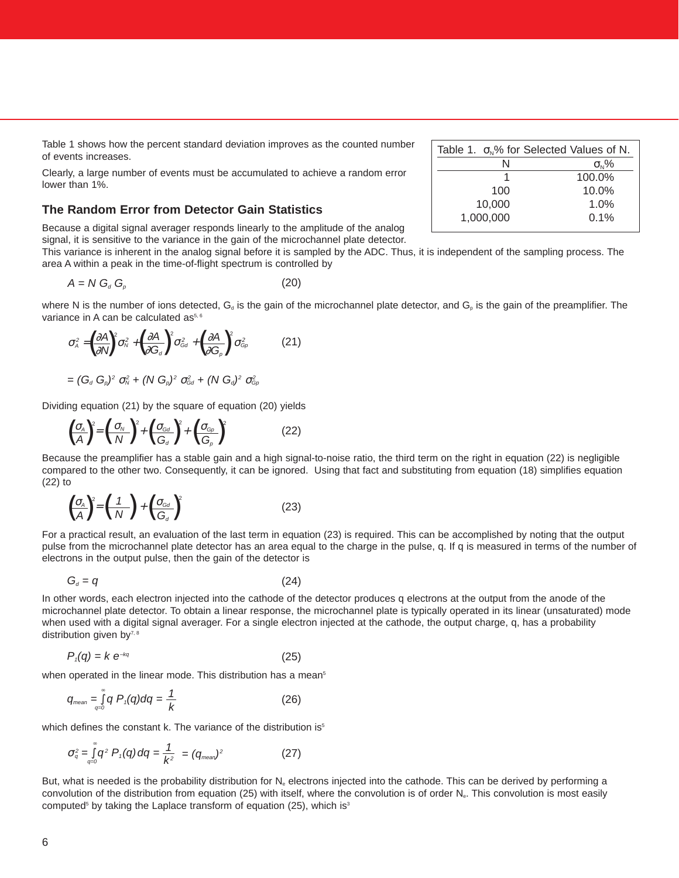Table 1 shows how the percent standard deviation improves as the counted number of events increases.

Clearly, a large number of events must be accumulated to achieve a random error lower than 1%.

Table 1. $\sigma_N$% for Selected Values of N.

| N | $\sigma_N$% |
|---|---|
| 1 | 100.0% |
| 100 | 10.0% |
| 10,000 | 1.0% |
| 1,000,000 | 0.1% |

### The Random Error from Detector Gain Statistics

Because a digital signal averager responds linearly to the amplitude of the analog signal, it is sensitive to the variance in the gain of the microchannel plate detector. This variance is inherent in the analog signal before it is sampled by the ADC. Thus, it is independent of the sampling process. The area A within a peak in the time-of-flight spectrum is controlled by

$$A = N\, G_d\, G_p \tag{20}$$

where N is the number of ions detected, $G_d$ is the gain of the microchannel plate detector, and $G_p$ is the gain of the preamplifier. The variance in A can be calculated as[5, 6]

$$\sigma_A^2 = \left(\frac{\partial A}{\partial N}\right)^2 \sigma_N^2 + \left(\frac{\partial A}{\partial G_d}\right)^2 \sigma_{Gd}^2 + \left(\frac{\partial A}{\partial G_p}\right)^2 \sigma_{Gp}^2 \tag{21}$$

$$= (G_d\, G_p)^2\, \sigma_N^2 + (N\, G_p)^2\, \sigma_{Gd}^2 + (N\, G_d)^2\, \sigma_{Gp}^2$$

Dividing equation (21) by the square of equation (20) yields

$$\left(\frac{\sigma_A}{A}\right)^2 = \left(\frac{\sigma_N}{N}\right)^2 + \left(\frac{\sigma_{Gd}}{G_d}\right)^2 + \left(\frac{\sigma_{Gp}}{G_p}\right)^2 \tag{22}$$

Because the preamplifier has a stable gain and a high signal-to-noise ratio, the third term on the right in equation (22) is negligible compared to the other two. Consequently, it can be ignored. Using that fact and substituting from equation (18) simplifies equation (22) to

$$\left(\frac{\sigma_A}{A}\right)^2 = \left(\frac{1}{N}\right) + \left(\frac{\sigma_{Gd}}{G_d}\right)^2 \tag{23}$$

For a practical result, an evaluation of the last term in equation (23) is required. This can be accomplished by noting that the output pulse from the microchannel plate detector has an area equal to the charge in the pulse, q. If q is measured in terms of the number of electrons in the output pulse, then the gain of the detector is

$$G_d = q \tag{24}$$

In other words, each electron injected into the cathode of the detector produces q electrons at the output from the anode of the microchannel plate detector. To obtain a linear response, the microchannel plate is typically operated in its linear (unsaturated) mode when used with a digital signal averager. For a single electron injected at the cathode, the output charge, q, has a probability distribution given by[7, 8]

$$P_1(q) = k\, e^{-kq} \tag{25}$$

when operated in the linear mode. This distribution has a mean[5]

$$q_{mean} = \int_{q=0}^{\infty} q\, P_1(q)\, dq = \frac{1}{k} \tag{26}$$

which defines the constant k. The variance of the distribution is[5]

$$\sigma_q^2 = \int_{q=0}^{\infty} q^2\, P_1(q)\, dq = \frac{1}{k^2} = (q_{mean})^2 \tag{27}$$

But, what is needed is the probability distribution for $N_e$ electrons injected into the cathode. This can be derived by performing a convolution of the distribution from equation (25) with itself, where the convolution is of order $N_e$. This convolution is most easily computed[5] by taking the Laplace transform of equation (25), which is[3]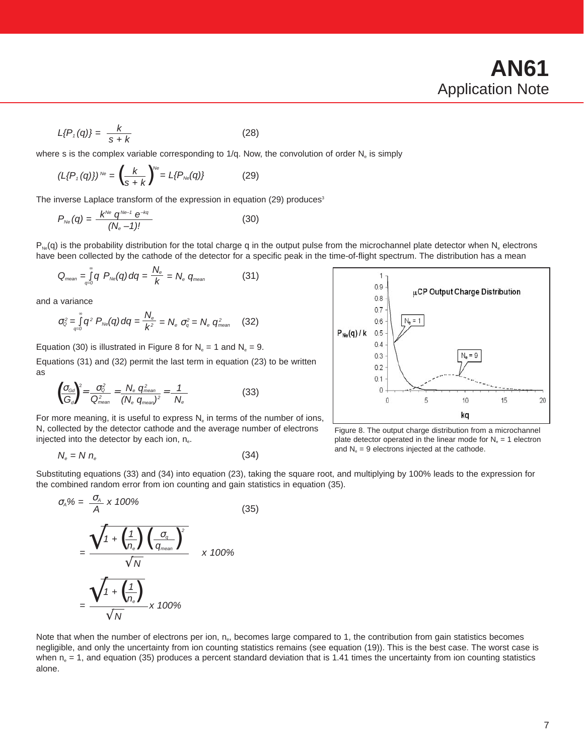$$L\{P_1(q)\} = \frac{k}{s+k} \quad (28)$$

where s is the complex variable corresponding to 1/q. Now, the convolution of order $N_e$ is simply

$$(L\{P_1(q)\})^{Ne} = \left(\frac{k}{s+k}\right)^{Ne} = L\{P_{Ne}(q)\} \quad (29)$$

The inverse Laplace transform of the expression in equation (29) produces[3]

$$P_{Ne}(q) = \frac{k^{Ne}\, q^{Ne-1}\, e^{-kq}}{(N_e - 1)!} \quad (30)$$

$P_{Ne}(q)$ is the probability distribution for the total charge q in the output pulse from the microchannel plate detector when $N_e$ electrons have been collected by the cathode of the detector for a specific peak in the time-of-flight spectrum. The distribution has a mean

$$Q_{mean} = \int_{q=0}^{\infty} q\, P_{Ne}(q)\, dq = \frac{N_e}{k} = N_e\, q_{mean} \quad (31)$$

and a variance

$$\sigma_Q^2 = \int_{q=0}^{\infty} q^2\, P_{Ne}(q)\, dq = \frac{N_e}{k^2} = N_e\, \sigma_q^2 = N_e\, q_{mean}^2 \quad (32)$$

Equation (30) is illustrated in Figure 8 for $N_e = 1$ and $N_e = 9$.

Figure 8. The output charge distribution from a microchannel plate detector operated in the linear mode for $N_e = 1$ electron and $N_e = 9$ electrons injected at the cathode.

Equations (31) and (32) permit the last term in equation (23) to be written as

$$\left(\frac{\sigma_{Gd}}{G_d}\right)^2 = \frac{\sigma_Q^2}{Q_{mean}^2} = \frac{N_e\, q_{mean}^2}{(N_e\, q_{mean})^2} = \frac{1}{N_e} \quad (33)$$

For more meaning, it is useful to express $N_e$ in terms of the number of ions, N, collected by the detector cathode and the average number of electrons injected into the detector by each ion, $n_e$.

$$N_e = N\, n_e \quad (34)$$

Substituting equations (33) and (34) into equation (23), taking the square root, and multiplying by 100% leads to the expression for the combined random error from ion counting and gain statistics in equation (35).

$$\sigma_A\% = \frac{\sigma_A}{A} \times 100\% = \frac{\sqrt{1 + \left(\frac{1}{n_e}\right)\left(\frac{\sigma_q}{q_{mean}}\right)^2}}{\sqrt{N}} \times 100\% = \frac{\sqrt{1 + \left(\frac{1}{n_e}\right)}}{\sqrt{N}} \times 100\% \quad (35)$$

Note that when the number of electrons per ion, $n_e$, becomes large compared to 1, the contribution from gain statistics becomes negligible, and only the uncertainty from ion counting statistics remains (see equation (19)). This is the best case. The worst case is when $n_e = 1$, and equation (35) produces a percent standard deviation that is 1.41 times the uncertainty from ion counting statistics alone.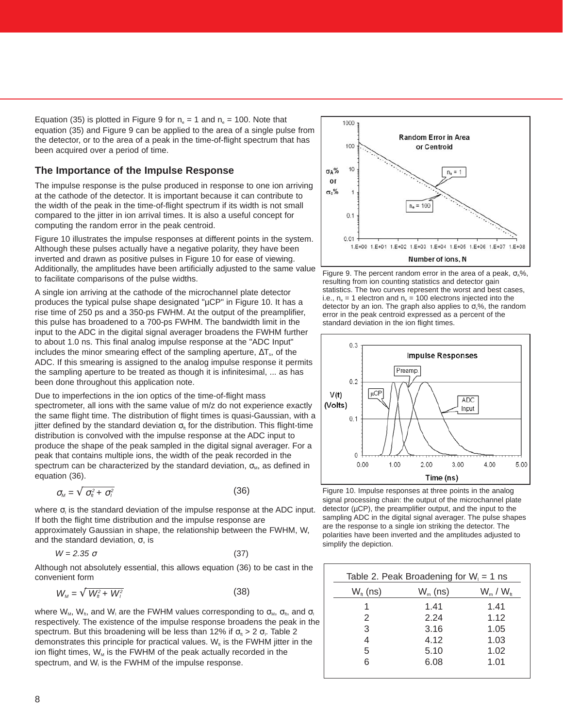Equation (35) is plotted in Figure 9 for $n_e = 1$ and $n_e = 100$. Note that equation (35) and Figure 9 can be applied to the area of a single pulse from the detector, or to the area of a peak in the time-of-flight spectrum that has been acquired over a period of time.

## The Importance of the Impulse Response

The impulse response is the pulse produced in response to one ion arriving at the cathode of the detector. It is important because it can contribute to the width of the peak in the time-of-flight spectrum if its width is not small compared to the jitter in ion arrival times. It is also a useful concept for computing the random error in the peak centroid.

Figure 10 illustrates the impulse responses at different points in the system. Although these pulses actually have a negative polarity, they have been inverted and drawn as positive pulses in Figure 10 for ease of viewing. Additionally, the amplitudes have been artificially adjusted to the same value to facilitate comparisons of the pulse widths.

A single ion arriving at the cathode of the microchannel plate detector produces the typical pulse shape designated "µCP" in Figure 10. It has a rise time of 250 ps and a 350-ps FWHM. At the output of the preamplifier, this pulse has broadened to a 700-ps FWHM. The bandwidth limit in the input to the ADC in the digital signal averager broadens the FWHM further to about 1.0 ns. This final analog impulse response at the "ADC Input" includes the minor smearing effect of the sampling aperture, $\Delta T_s$, of the ADC. If this smearing is assigned to the analog impulse response it permits the sampling aperture to be treated as though it is infinitesimal, ... as has been done throughout this application note.

Due to imperfections in the ion optics of the time-of-flight mass spectrometer, all ions with the same value of m/z do not experience exactly the same flight time. The distribution of flight times is quasi-Gaussian, with a jitter defined by the standard deviation $\sigma_{ft}$ for the distribution. This flight-time distribution is convolved with the impulse response at the ADC input to produce the shape of the peak sampled in the digital signal averager. For a peak that contains multiple ions, the width of the peak recorded in the spectrum can be characterized by the standard deviation, $\sigma_M$, as defined in equation (36).

$$\sigma_M = \sqrt{\sigma_{ft}^2 + \sigma_I^2} \qquad (36)$$

where $\sigma_I$ is the standard deviation of the impulse response at the ADC input. If both the flight time distribution and the impulse response are approximately Gaussian in shape, the relationship between the FWHM, W, and the standard deviation, σ, is

$$W = 2.35\ \sigma \qquad (37)$$

Although not absolutely essential, this allows equation (36) to be cast in the convenient form

$$W_M = \sqrt{W_{ft}^2 + W_I^2} \qquad (38)$$

where $W_M$, $W_{ft}$, and $W_I$ are the FWHM values corresponding to $\sigma_M$, $\sigma_{ft}$, and $\sigma_I$ respectively. The existence of the impulse response broadens the peak in the spectrum. But this broadening will be less than 12% if $\sigma_{ft} > 2\ \sigma_I$. Table 2 demonstrates this principle for practical values. $W_{ft}$ is the FWHM jitter in the ion flight times, $W_M$ is the FWHM of the peak actually recorded in the spectrum, and $W_I$ is the FWHM of the impulse response.

Figure 9. The percent random error in the area of a peak, $\sigma_A$%, resulting from ion counting statistics and detector gain statistics. The two curves represent the worst and best cases, i.e., $n_e = 1$ electron and $n_e = 100$ electrons injected into the detector by an ion. The graph also applies to $\sigma_c$%, the random error in the peak centroid expressed as a percent of the standard deviation in the ion flight times.

Figure 10. Impulse responses at three points in the analog signal processing chain: the output of the microchannel plate detector (µCP), the preamplifier output, and the input to the sampling ADC in the digital signal averager. The pulse shapes are the response to a single ion striking the detector. The polarities have been inverted and the amplitudes adjusted to simplify the depiction.

Table 2. Peak Broadening for $W_I = 1$ ns

| $W_{ft}$ (ns) | $W_m$ (ns) | $W_m$ / $W_{ft}$ |
|---|---|---|
| 1 | 1.41 | 1.41 |
| 2 | 2.24 | 1.12 |
| 3 | 3.16 | 1.05 |
| 4 | 4.12 | 1.03 |
| 5 | 5.10 | 1.02 |
| 6 | 6.08 | 1.01 |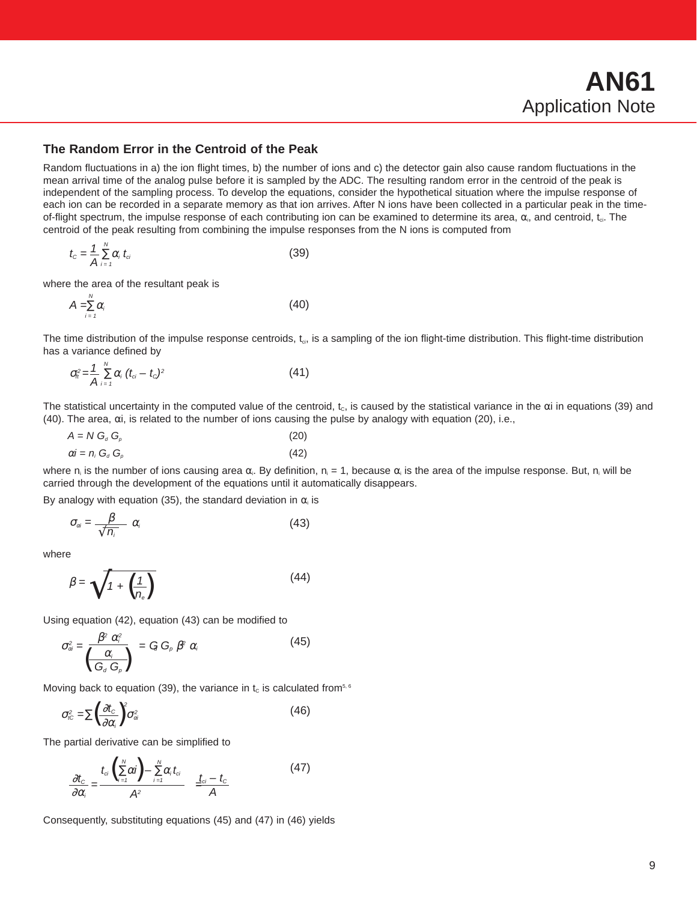## The Random Error in the Centroid of the Peak

Random fluctuations in a) the ion flight times, b) the number of ions and c) the detector gain also cause random fluctuations in the mean arrival time of the analog pulse before it is sampled by the ADC. The resulting random error in the centroid of the peak is independent of the sampling process. To develop the equations, consider the hypothetical situation where the impulse response of each ion can be recorded in a separate memory as that ion arrives. After N ions have been collected in a particular peak in the time-of-flight spectrum, the impulse response of each contributing ion can be examined to determine its area, $\alpha_i$, and centroid, $t_{ci}$. The centroid of the peak resulting from combining the impulse responses from the N ions is computed from

$$t_C = \frac{1}{A}\sum_{i=1}^{N}\alpha_i\, t_{ci} \qquad (39)$$

where the area of the resultant peak is

$$A = \sum_{i=1}^{N}\alpha_i \qquad (40)$$

The time distribution of the impulse response centroids, $t_{ci}$, is a sampling of the ion flight-time distribution. This flight-time distribution has a variance defined by

$$\sigma_{ft}^2 = \frac{1}{A}\sum_{i=1}^{N}\alpha_i\,(t_{ci} - t_C)^2 \qquad (41)$$

The statistical uncertainty in the computed value of the centroid, $t_C$, is caused by the statistical variance in the $\alpha i$ in equations (39) and (40). The area, $\alpha i$, is related to the number of ions causing the pulse by analogy with equation (20), i.e.,

$$A = N\, G_d\, G_p \qquad (20)$$

$$\alpha i = n_i\, G_d\, G_p \qquad (42)$$

where $n_i$ is the number of ions causing area $\alpha_i$. By definition, $n_i = 1$, because $\alpha_i$ is the area of the impulse response. But, $n_i$ will be carried through the development of the equations until it automatically disappears.

By analogy with equation (35), the standard deviation in $\alpha_i$ is

$$\sigma_{\alpha i} = \frac{\beta}{\sqrt{n_i}}\,\alpha_i \qquad (43)$$

where

$$\beta = \sqrt{1 + \left(\frac{1}{n_e}\right)} \qquad (44)$$

Using equation (42), equation (43) can be modified to

$$\sigma_{\alpha i}^2 = \frac{\beta^2\,\alpha_i^2}{\left(\dfrac{\alpha_i}{G_d\, G_p}\right)} = G_d\, G_p\, \beta^2\, \alpha_i \qquad (45)$$

Moving back to equation (39), the variance in $t_C$ is calculated from[5, 6]

$$\sigma_{tC}^2 = \sum\left(\frac{\partial t_C}{\partial \alpha_i}\right)^2 \sigma_{\alpha i}^2 \qquad (46)$$

The partial derivative can be simplified to

$$\frac{\partial t_C}{\partial \alpha_i} = \frac{t_{ci}\left(\sum_{i=1}^{N}\alpha i\right) - \sum_{i=1}^{N}\alpha_i\, t_{ci}}{A^2} = \frac{t_{ci} - t_C}{A} \qquad (47)$$

Consequently, substituting equations (45) and (47) in (46) yields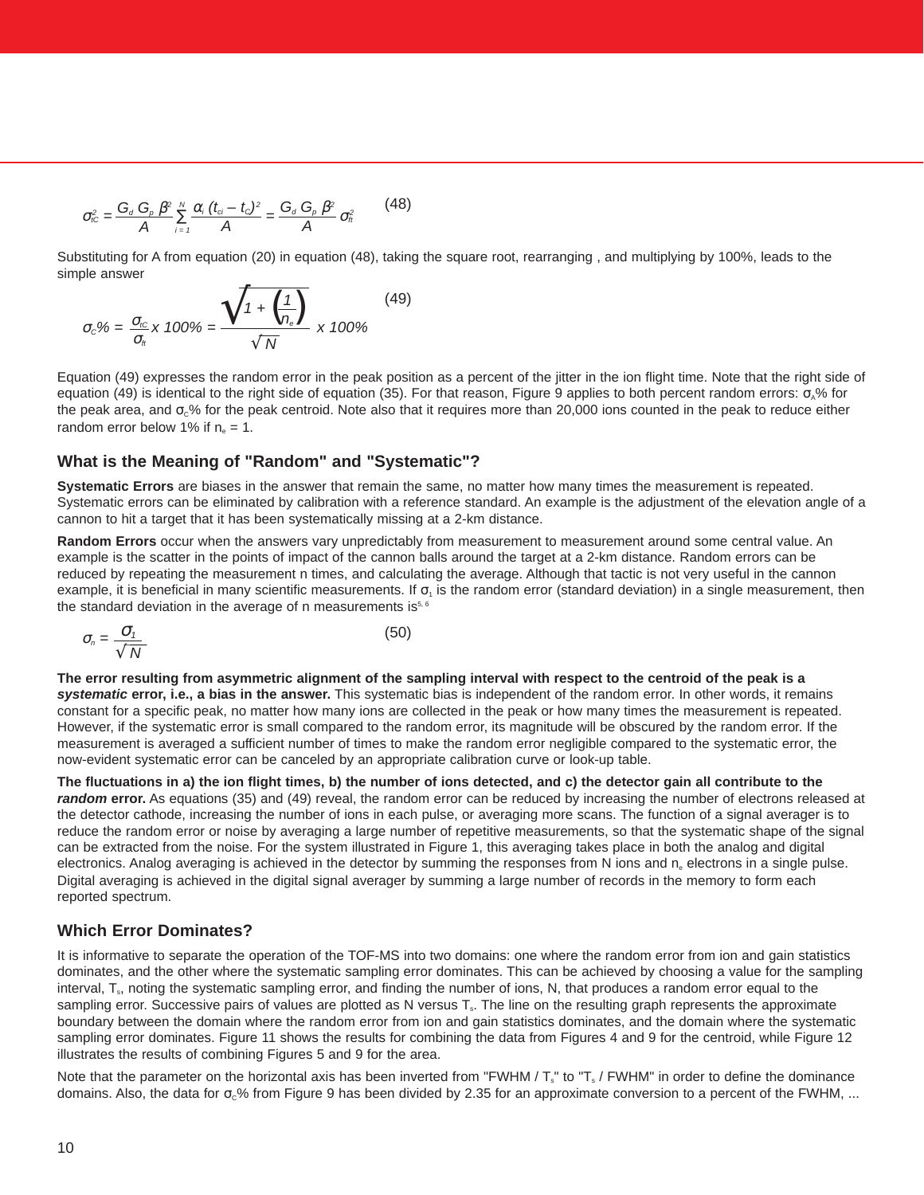$$\sigma_{tC}^2 = \frac{G_d\, G_p\, \beta^2}{A} \sum_{i=1}^{N} \frac{\alpha_i\,(t_{ci} - t_C)^2}{A} = \frac{G_d\, G_p\, \beta^2}{A}\, \sigma_{ft}^2 \qquad (48)$$

Substituting for A from equation (20) in equation (48), taking the square root, rearranging , and multiplying by 100%, leads to the simple answer

$$\sigma_C\% = \frac{\sigma_{tC}}{\sigma_{ft}} \times 100\% = \frac{\sqrt{1 + \left(\frac{1}{n_e}\right)}}{\sqrt{N}} \times 100\% \qquad (49)$$

Equation (49) expresses the random error in the peak position as a percent of the jitter in the ion flight time. Note that the right side of equation (49) is identical to the right side of equation (35). For that reason, Figure 9 applies to both percent random errors: $\sigma_A\%$ for the peak area, and $\sigma_C\%$ for the peak centroid. Note also that it requires more than 20,000 ions counted in the peak to reduce either random error below 1% if $n_e = 1$.

## What is the Meaning of "Random" and "Systematic"?

**Systematic Errors** are biases in the answer that remain the same, no matter how many times the measurement is repeated. Systematic errors can be eliminated by calibration with a reference standard. An example is the adjustment of the elevation angle of a cannon to hit a target that it has been systematically missing at a 2-km distance.

**Random Errors** occur when the answers vary unpredictably from measurement to measurement around some central value. An example is the scatter in the points of impact of the cannon balls around the target at a 2-km distance. Random errors can be reduced by repeating the measurement n times, and calculating the average. Although that tactic is not very useful in the cannon example, it is beneficial in many scientific measurements. If $\sigma_1$ is the random error (standard deviation) in a single measurement, then the standard deviation in the average of n measurements is[5, 6]

$$\sigma_n = \frac{\sigma_1}{\sqrt{N}} \qquad (50)$$

**The error resulting from asymmetric alignment of the sampling interval with respect to the centroid of the peak is a *systematic* error, i.e., a bias in the answer.** This systematic bias is independent of the random error. In other words, it remains constant for a specific peak, no matter how many ions are collected in the peak or how many times the measurement is repeated. However, if the systematic error is small compared to the random error, its magnitude will be obscured by the random error. If the measurement is averaged a sufficient number of times to make the random error negligible compared to the systematic error, the now-evident systematic error can be canceled by an appropriate calibration curve or look-up table.

**The fluctuations in a) the ion flight times, b) the number of ions detected, and c) the detector gain all contribute to the *random* error.** As equations (35) and (49) reveal, the random error can be reduced by increasing the number of electrons released at the detector cathode, increasing the number of ions in each pulse, or averaging more scans. The function of a signal averager is to reduce the random error or noise by averaging a large number of repetitive measurements, so that the systematic shape of the signal can be extracted from the noise. For the system illustrated in Figure 1, this averaging takes place in both the analog and digital electronics. Analog averaging is achieved in the detector by summing the responses from N ions and $n_e$ electrons in a single pulse. Digital averaging is achieved in the digital signal averager by summing a large number of records in the memory to form each reported spectrum.

## Which Error Dominates?

It is informative to separate the operation of the TOF-MS into two domains: one where the random error from ion and gain statistics dominates, and the other where the systematic sampling error dominates. This can be achieved by choosing a value for the sampling interval, $T_s$, noting the systematic sampling error, and finding the number of ions, N, that produces a random error equal to the sampling error. Successive pairs of values are plotted as N versus $T_s$. The line on the resulting graph represents the approximate boundary between the domain where the random error from ion and gain statistics dominates, and the domain where the systematic sampling error dominates. Figure 11 shows the results for combining the data from Figures 4 and 9 for the centroid, while Figure 12 illustrates the results of combining Figures 5 and 9 for the area.

Note that the parameter on the horizontal axis has been inverted from "FWHM / $T_s$" to "$T_s$ / FWHM" in order to define the dominance domains. Also, the data for $\sigma_C\%$ from Figure 9 has been divided by 2.35 for an approximate conversion to a percent of the FWHM, ...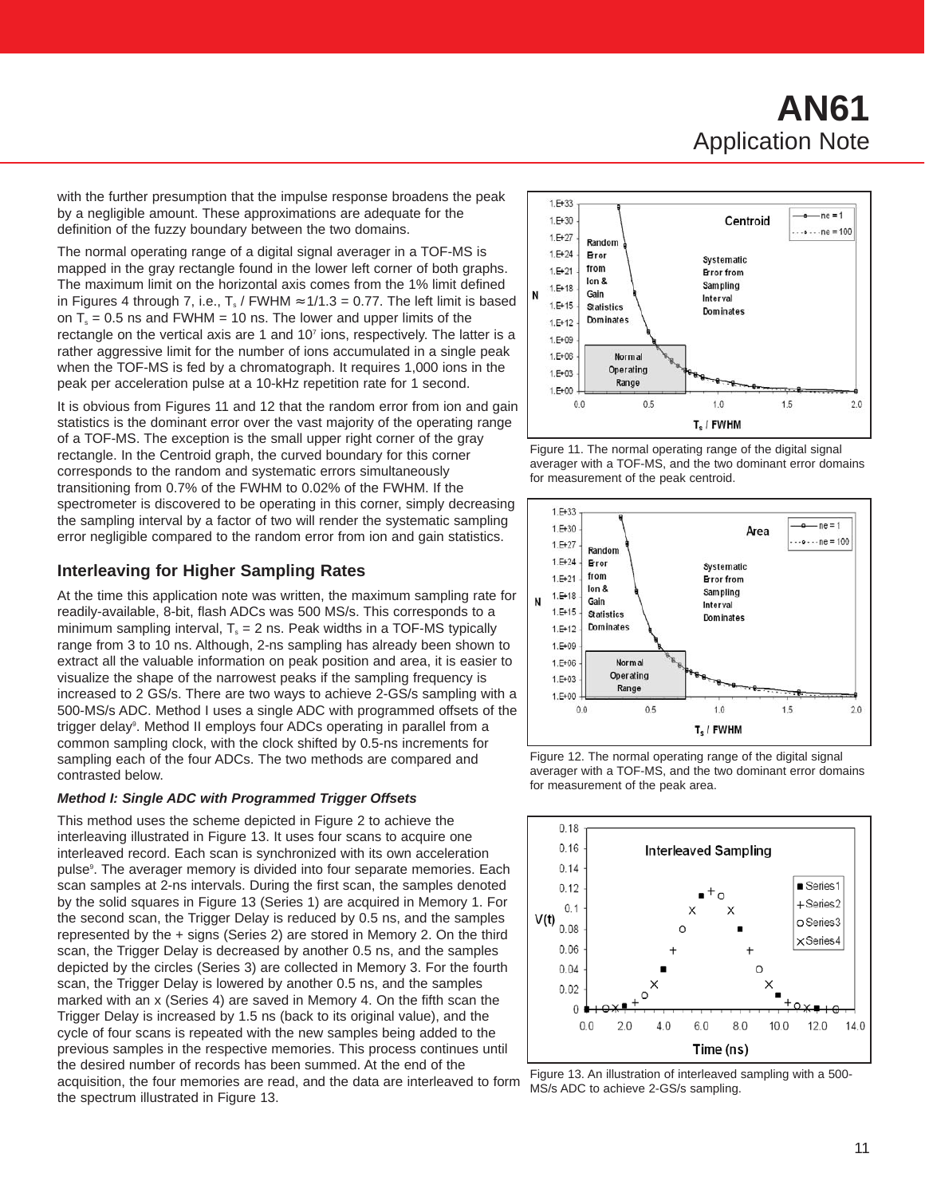with the further presumption that the impulse response broadens the peak by a negligible amount. These approximations are adequate for the definition of the fuzzy boundary between the two domains.

The normal operating range of a digital signal averager in a TOF-MS is mapped in the gray rectangle found in the lower left corner of both graphs. The maximum limit on the horizontal axis comes from the 1% limit defined in Figures 4 through 7, i.e., $T_s$ / FWHM ≈1/1.3 = 0.77. The left limit is based on $T_s$ = 0.5 ns and FWHM = 10 ns. The lower and upper limits of the rectangle on the vertical axis are 1 and $10^7$ ions, respectively. The latter is a rather aggressive limit for the number of ions accumulated in a single peak when the TOF-MS is fed by a chromatograph. It requires 1,000 ions in the peak per acceleration pulse at a 10-kHz repetition rate for 1 second.

It is obvious from Figures 11 and 12 that the random error from ion and gain statistics is the dominant error over the vast majority of the operating range of a TOF-MS. The exception is the small upper right corner of the gray rectangle. In the Centroid graph, the curved boundary for this corner corresponds to the random and systematic errors simultaneously transitioning from 0.7% of the FWHM to 0.02% of the FWHM. If the spectrometer is discovered to be operating in this corner, simply decreasing the sampling interval by a factor of two will render the systematic sampling error negligible compared to the random error from ion and gain statistics.

Figure 11. The normal operating range of the digital signal averager with a TOF-MS, and the two dominant error domains for measurement of the peak centroid.

Figure 12. The normal operating range of the digital signal averager with a TOF-MS, and the two dominant error domains for measurement of the peak area.

## Interleaving for Higher Sampling Rates

At the time this application note was written, the maximum sampling rate for readily-available, 8-bit, flash ADCs was 500 MS/s. This corresponds to a minimum sampling interval, $T_s$ = 2 ns. Peak widths in a TOF-MS typically range from 3 to 10 ns. Although, 2-ns sampling has already been shown to extract all the valuable information on peak position and area, it is easier to visualize the shape of the narrowest peaks if the sampling frequency is increased to 2 GS/s. There are two ways to achieve 2-GS/s sampling with a 500-MS/s ADC. Method I uses a single ADC with programmed offsets of the trigger delay[8]. Method II employs four ADCs operating in parallel from a common sampling clock, with the clock shifted by 0.5-ns increments for sampling each of the four ADCs. The two methods are compared and contrasted below.

### *Method I: Single ADC with Programmed Trigger Offsets*

This method uses the scheme depicted in Figure 2 to achieve the interleaving illustrated in Figure 13. It uses four scans to acquire one interleaved record. Each scan is synchronized with its own acceleration pulse[9]. The averager memory is divided into four separate memories. Each scan samples at 2-ns intervals. During the first scan, the samples denoted by the solid squares in Figure 13 (Series 1) are acquired in Memory 1. For the second scan, the Trigger Delay is reduced by 0.5 ns, and the samples represented by the + signs (Series 2) are stored in Memory 2. On the third scan, the Trigger Delay is decreased by another 0.5 ns, and the samples depicted by the circles (Series 3) are collected in Memory 3. For the fourth scan, the Trigger Delay is lowered by another 0.5 ns, and the samples marked with an x (Series 4) are saved in Memory 4. On the fifth scan the Trigger Delay is increased by 1.5 ns (back to its original value), and the cycle of four scans is repeated with the new samples being added to the previous samples in the respective memories. This process continues until the desired number of records has been summed. At the end of the acquisition, the four memories are read, and the data are interleaved to form the spectrum illustrated in Figure 13.

Figure 13. An illustration of interleaved sampling with a 500-MS/s ADC to achieve 2-GS/s sampling.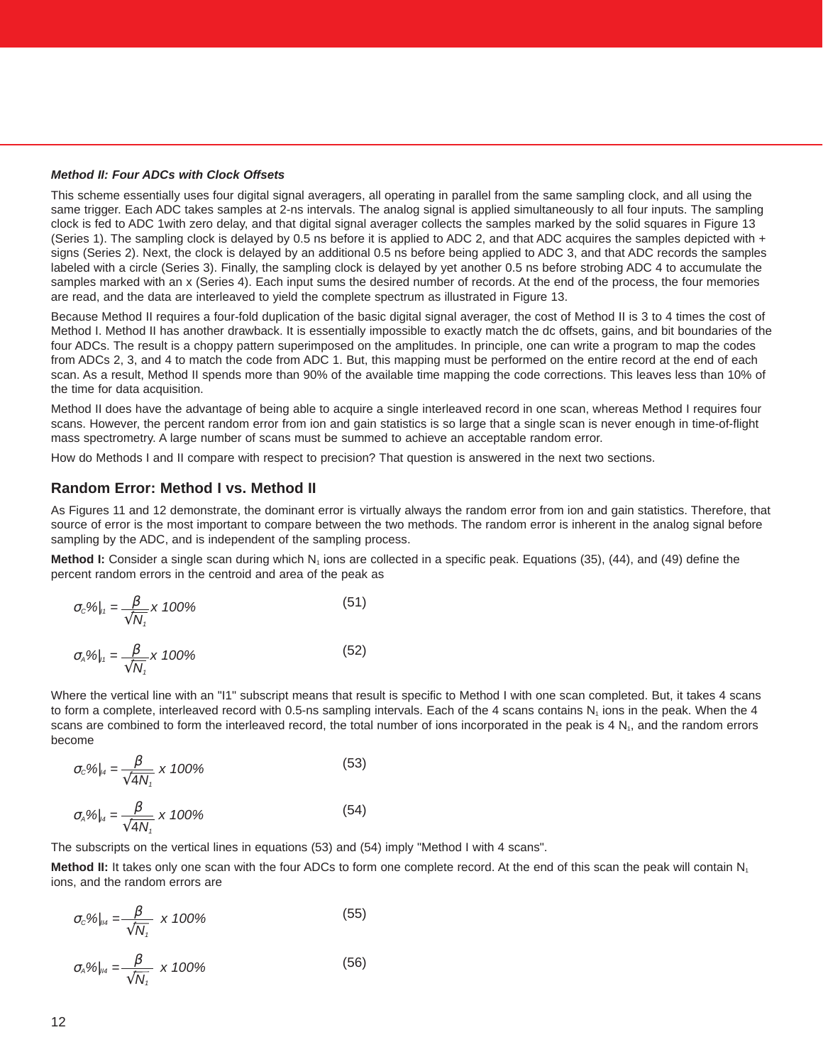### *Method II: Four ADCs with Clock Offsets*

This scheme essentially uses four digital signal averagers, all operating in parallel from the same sampling clock, and all using the same trigger. Each ADC takes samples at 2-ns intervals. The analog signal is applied simultaneously to all four inputs. The sampling clock is fed to ADC 1with zero delay, and that digital signal averager collects the samples marked by the solid squares in Figure 13 (Series 1). The sampling clock is delayed by 0.5 ns before it is applied to ADC 2, and that ADC acquires the samples depicted with + signs (Series 2). Next, the clock is delayed by an additional 0.5 ns before being applied to ADC 3, and that ADC records the samples labeled with a circle (Series 3). Finally, the sampling clock is delayed by yet another 0.5 ns before strobing ADC 4 to accumulate the samples marked with an x (Series 4). Each input sums the desired number of records. At the end of the process, the four memories are read, and the data are interleaved to yield the complete spectrum as illustrated in Figure 13.

Because Method II requires a four-fold duplication of the basic digital signal averager, the cost of Method II is 3 to 4 times the cost of Method I. Method II has another drawback. It is essentially impossible to exactly match the dc offsets, gains, and bit boundaries of the four ADCs. The result is a choppy pattern superimposed on the amplitudes. In principle, one can write a program to map the codes from ADCs 2, 3, and 4 to match the code from ADC 1. But, this mapping must be performed on the entire record at the end of each scan. As a result, Method II spends more than 90% of the available time mapping the code corrections. This leaves less than 10% of the time for data acquisition.

Method II does have the advantage of being able to acquire a single interleaved record in one scan, whereas Method I requires four scans. However, the percent random error from ion and gain statistics is so large that a single scan is never enough in time-of-flight mass spectrometry. A large number of scans must be summed to achieve an acceptable random error.

How do Methods I and II compare with respect to precision? That question is answered in the next two sections.

## Random Error: Method I vs. Method II

As Figures 11 and 12 demonstrate, the dominant error is virtually always the random error from ion and gain statistics. Therefore, that source of error is the most important to compare between the two methods. The random error is inherent in the analog signal before sampling by the ADC, and is independent of the sampling process.

**Method I:** Consider a single scan during which $N_1$ ions are collected in a specific peak. Equations (35), (44), and (49) define the percent random errors in the centroid and area of the peak as

$$\sigma_C\%\big|_{I1} = \frac{\beta}{\sqrt{N_1}} \times 100\% \tag{51}$$

$$\sigma_A\%\big|_{I1} = \frac{\beta}{\sqrt{N_1}} \times 100\% \tag{52}$$

Where the vertical line with an "I1" subscript means that result is specific to Method I with one scan completed. But, it takes 4 scans to form a complete, interleaved record with 0.5-ns sampling intervals. Each of the 4 scans contains $N_1$ ions in the peak. When the 4 scans are combined to form the interleaved record, the total number of ions incorporated in the peak is 4 $N_1$, and the random errors become

$$\sigma_C\%\big|_{I4} = \frac{\beta}{\sqrt{4N_1}} \times 100\% \tag{53}$$

$$\sigma_A\%\big|_{I4} = \frac{\beta}{\sqrt{4N_1}} \times 100\% \tag{54}$$

The subscripts on the vertical lines in equations (53) and (54) imply "Method I with 4 scans".

**Method II:** It takes only one scan with the four ADCs to form one complete record. At the end of this scan the peak will contain $N_1$ ions, and the random errors are

$$\sigma_C\%\big|_{II4} = \frac{\beta}{\sqrt{N_1}} \times 100\% \tag{55}$$

$$\sigma_A\%\big|_{II4} = \frac{\beta}{\sqrt{N_1}} \times 100\% \tag{56}$$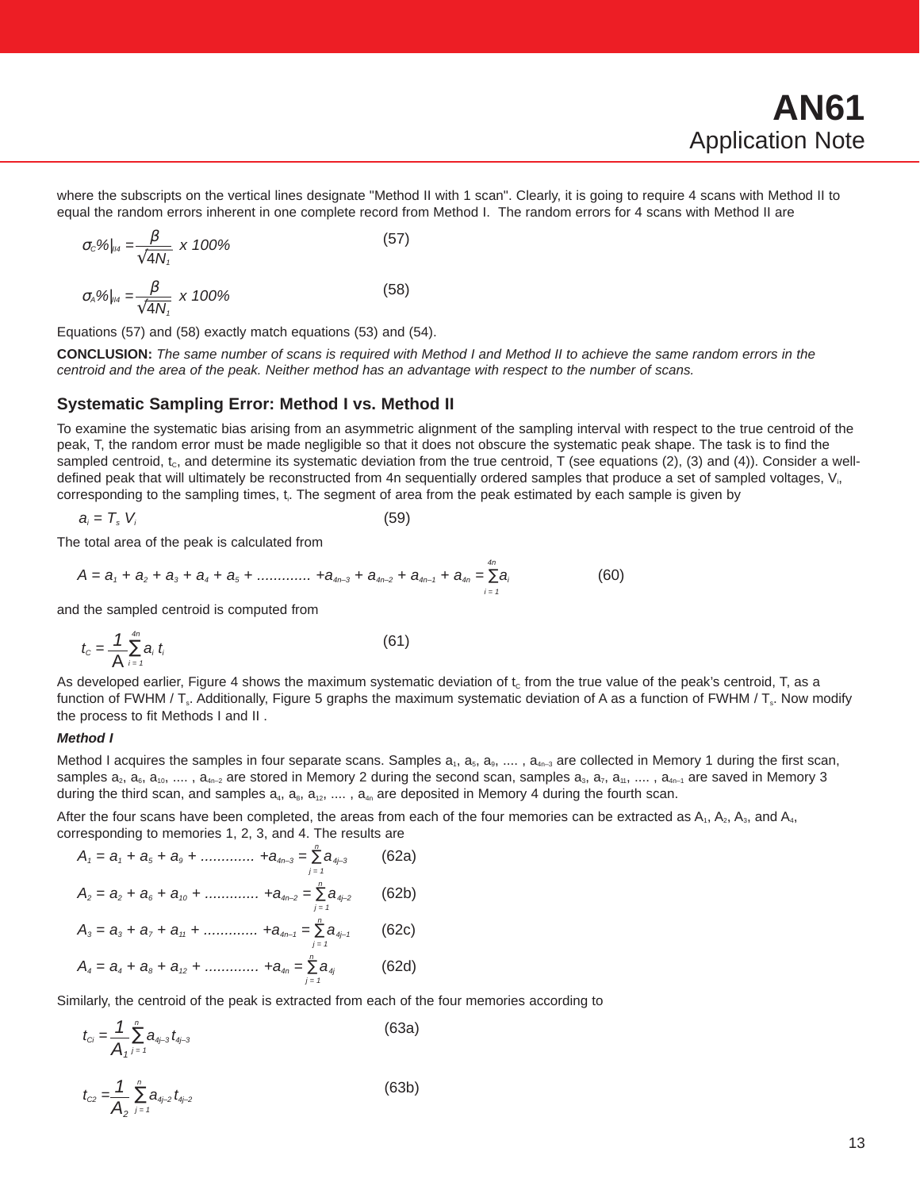where the subscripts on the vertical lines designate "Method II with 1 scan". Clearly, it is going to require 4 scans with Method II to equal the random errors inherent in one complete record from Method I. The random errors for 4 scans with Method II are

$$\sigma_C\%\Big|_{II4} = \frac{\beta}{\sqrt{4N_1}} \times 100\% \tag{57}$$

$$\sigma_A\%\Big|_{II4} = \frac{\beta}{\sqrt{4N_1}} \times 100\% \tag{58}$$

Equations (57) and (58) exactly match equations (53) and (54).

**CONCLUSION:** *The same number of scans is required with Method I and Method II to achieve the same random errors in the centroid and the area of the peak. Neither method has an advantage with respect to the number of scans.*

## Systematic Sampling Error: Method I vs. Method II

To examine the systematic bias arising from an asymmetric alignment of the sampling interval with respect to the true centroid of the peak, T, the random error must be made negligible so that it does not obscure the systematic peak shape. The task is to find the sampled centroid, $t_c$, and determine its systematic deviation from the true centroid, T (see equations (2), (3) and (4)). Consider a well-defined peak that will ultimately be reconstructed from 4n sequentially ordered samples that produce a set of sampled voltages, $V_i$, corresponding to the sampling times, $t_i$. The segment of area from the peak estimated by each sample is given by

$$a_i = T_s V_i \tag{59}$$

The total area of the peak is calculated from

$$A = a_1 + a_2 + a_3 + a_4 + a_5 + \ldots\ldots\ldots\ldots + a_{4n-3} + a_{4n-2} + a_{4n-1} + a_{4n} = \sum_{i=1}^{4n} a_i \tag{60}$$

and the sampled centroid is computed from

$$t_C = \frac{1}{A}\sum_{i=1}^{4n} a_i\, t_i \tag{61}$$

As developed earlier, Figure 4 shows the maximum systematic deviation of $t_c$ from the true value of the peak's centroid, T, as a function of FWHM / $T_s$. Additionally, Figure 5 graphs the maximum systematic deviation of A as a function of FWHM / $T_s$. Now modify the process to fit Methods I and II .

### *Method I*

Method I acquires the samples in four separate scans. Samples $a_1$, $a_5$, $a_9$, .... , $a_{4n-3}$ are collected in Memory 1 during the first scan, samples $a_2$, $a_6$, $a_{10}$, .... , $a_{4n-2}$ are stored in Memory 2 during the second scan, samples $a_3$, $a_7$, $a_{11}$, .... , $a_{4n-1}$ are saved in Memory 3 during the third scan, and samples $a_4$, $a_8$, $a_{12}$, .... , $a_{4n}$ are deposited in Memory 4 during the fourth scan.

After the four scans have been completed, the areas from each of the four memories can be extracted as $A_1$, $A_2$, $A_3$, and $A_4$, corresponding to memories 1, 2, 3, and 4. The results are

$$A_1 = a_1 + a_5 + a_9 + \ldots\ldots\ldots\ldots + a_{4n-3} = \sum_{j=1}^{n} a_{4j-3} \tag{62a}$$

$$A_2 = a_2 + a_6 + a_{10} + \ldots\ldots\ldots\ldots + a_{4n-2} = \sum_{j=1}^{n} a_{4j-2} \tag{62b}$$

$$A_3 = a_3 + a_7 + a_{11} + \ldots\ldots\ldots\ldots + a_{4n-1} = \sum_{j=1}^{n} a_{4j-1} \tag{62c}$$

$$A_4 = a_4 + a_8 + a_{12} + \ldots\ldots\ldots\ldots + a_{4n} = \sum_{j=1}^{n} a_{4j} \tag{62d}$$

Similarly, the centroid of the peak is extracted from each of the four memories according to

$$t_{Ci} = \frac{1}{A_1}\sum_{j=1}^{n} a_{4j-3}\, t_{4j-3} \tag{63a}$$

$$t_{C2} = \frac{1}{A_2}\sum_{j=1}^{n} a_{4j-2}\, t_{4j-2} \tag{63b}$$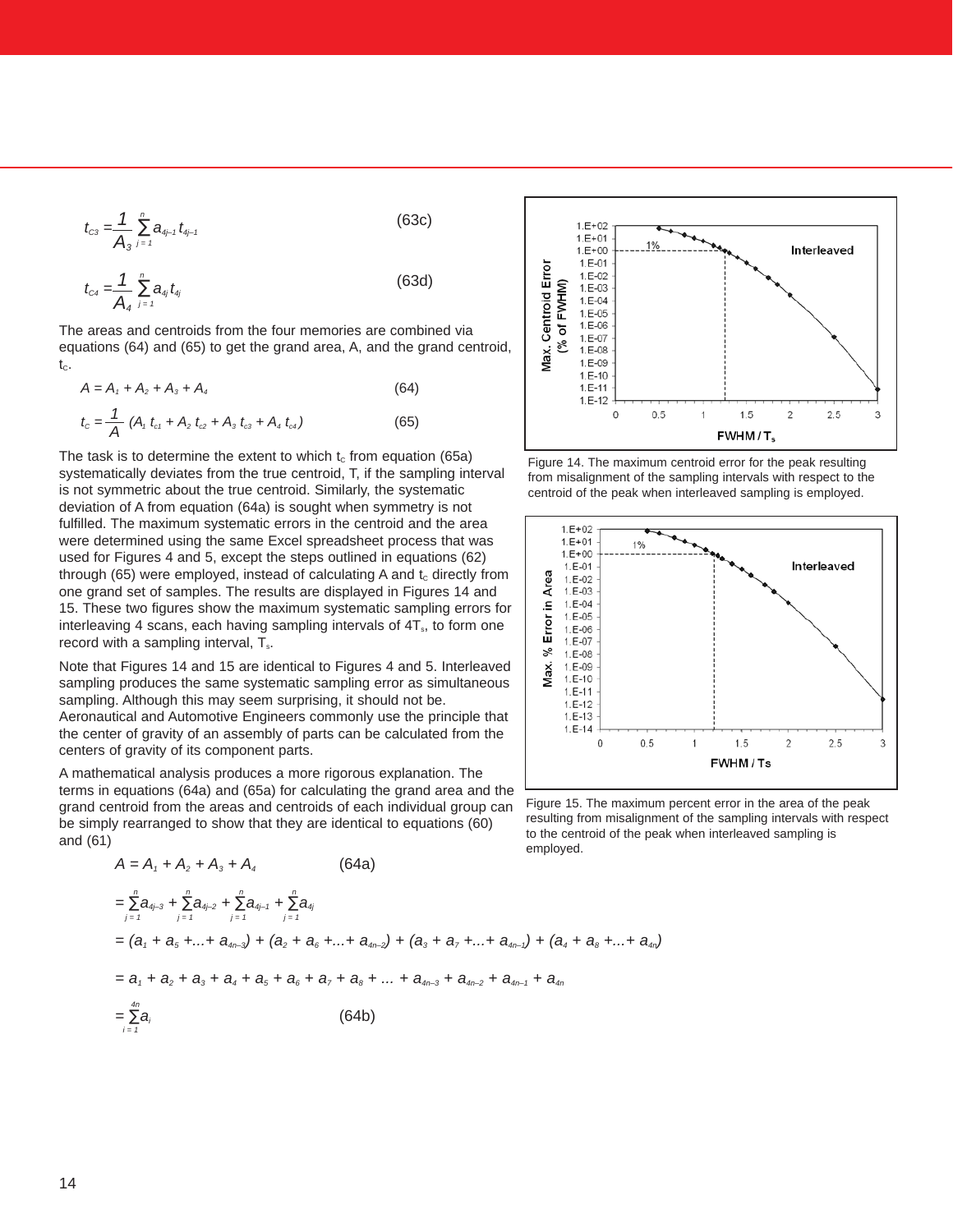$$t_{C3} = \frac{1}{A_3} \sum_{j=1}^{n} a_{4j-1} t_{4j-1} \qquad (63c)$$

$$t_{C4} = \frac{1}{A_4} \sum_{j=1}^{n} a_{4j} t_{4j} \qquad (63d)$$

The areas and centroids from the four memories are combined via equations (64) and (65) to get the grand area, A, and the grand centroid, $t_c$.

$$A = A_1 + A_2 + A_3 + A_4 \qquad (64)$$

$$t_c = \frac{1}{A} (A_1 t_{c1} + A_2 t_{c2} + A_3 t_{c3} + A_4 t_{c4}) \qquad (65)$$

The task is to determine the extent to which $t_c$ from equation (65a) systematically deviates from the true centroid, T, if the sampling interval is not symmetric about the true centroid. Similarly, the systematic deviation of A from equation (64a) is sought when symmetry is not fulfilled. The maximum systematic errors in the centroid and the area were determined using the same Excel spreadsheet process that was used for Figures 4 and 5, except the steps outlined in equations (62) through (65) were employed, instead of calculating A and $t_c$ directly from one grand set of samples. The results are displayed in Figures 14 and 15. These two figures show the maximum systematic sampling errors for interleaving 4 scans, each having sampling intervals of $4T_s$, to form one record with a sampling interval, $T_s$.

Note that Figures 14 and 15 are identical to Figures 4 and 5. Interleaved sampling produces the same systematic sampling error as simultaneous sampling. Although this may seem surprising, it should not be. Aeronautical and Automotive Engineers commonly use the principle that the center of gravity of an assembly of parts can be calculated from the centers of gravity of its component parts.

A mathematical analysis produces a more rigorous explanation. The terms in equations (64a) and (65a) for calculating the grand area and the grand centroid from the areas and centroids of each individual group can be simply rearranged to show that they are identical to equations (60) and (61)

$$A = A_1 + A_2 + A_3 + A_4 \qquad (64a)$$

$$= \sum_{j=1}^{n} a_{4j-3} + \sum_{j=1}^{n} a_{4j-2} + \sum_{j=1}^{n} a_{4j-1} + \sum_{j=1}^{n} a_{4j}$$

$$= (a_1 + a_5 + ... + a_{4n-3}) + (a_2 + a_6 + ... + a_{4n-2}) + (a_3 + a_7 + ... + a_{4n-1}) + (a_4 + a_8 + ... + a_{4n})$$

$$= a_1 + a_2 + a_3 + a_4 + a_5 + a_6 + a_7 + a_8 + ... + a_{4n-3} + a_{4n-2} + a_{4n-1} + a_{4n}$$

$$= \sum_{i=1}^{4n} a_i \qquad (64b)$$

Figure 14. The maximum centroid error for the peak resulting from misalignment of the sampling intervals with respect to the centroid of the peak when interleaved sampling is employed.

Figure 15. The maximum percent error in the area of the peak resulting from misalignment of the sampling intervals with respect to the centroid of the peak when interleaved sampling is employed.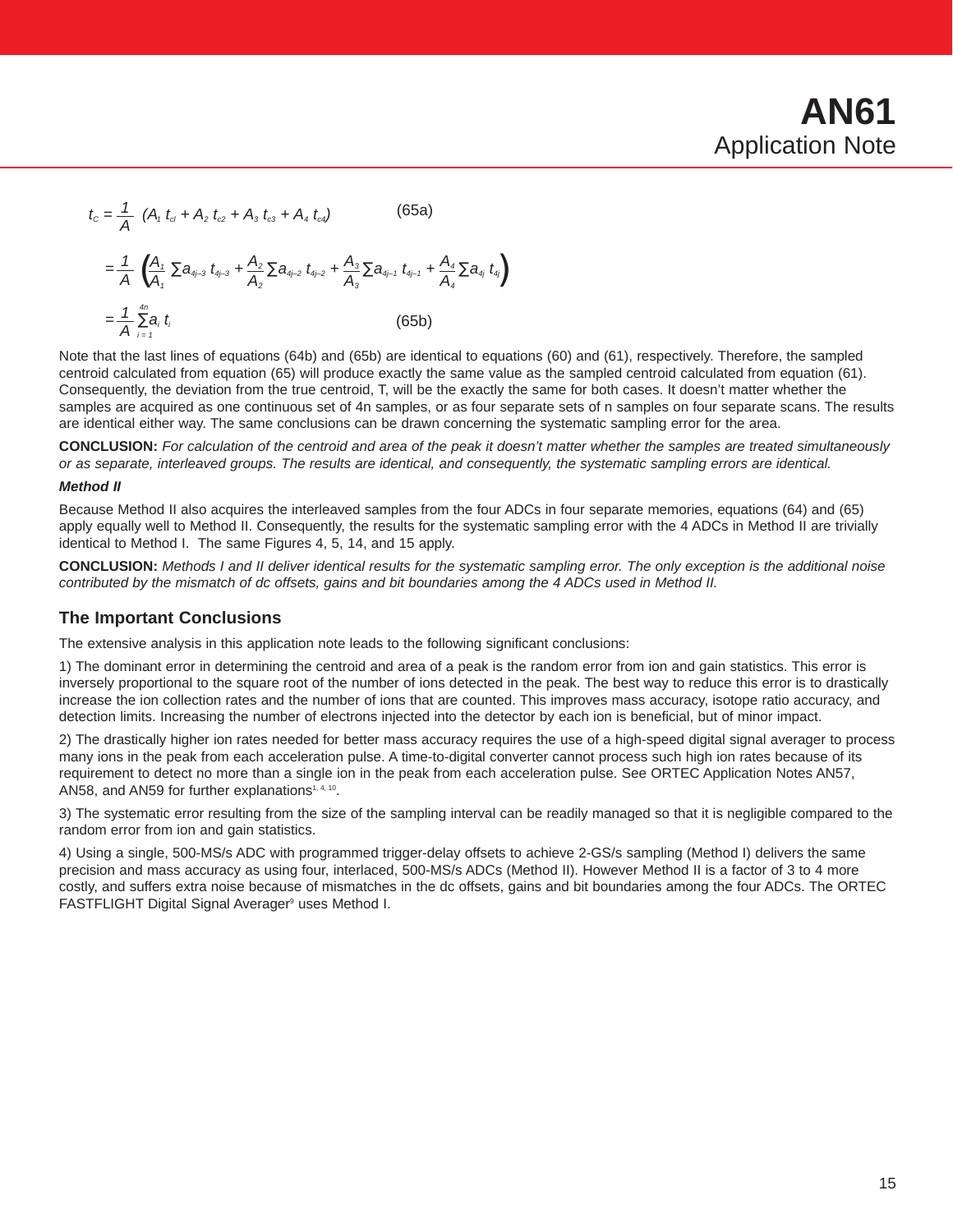$$t_C = \frac{1}{A}\,(A_1\,t_{cl} + A_2\,t_{c2} + A_3\,t_{c3} + A_4\,t_{c4}) \qquad \text{(65a)}$$

$$= \frac{1}{A}\left(\frac{A_1}{A_1}\sum a_{4j-3}\,t_{4j-3} + \frac{A_2}{A_2}\sum a_{4j-2}\,t_{4j-2} + \frac{A_3}{A_3}\sum a_{4j-1}\,t_{4j-1} + \frac{A_4}{A_4}\sum a_{4j}\,t_{4j}\right)$$

$$= \frac{1}{A}\sum_{i=1}^{4n} a_i\,t_i \qquad \text{(65b)}$$

Note that the last lines of equations (64b) and (65b) are identical to equations (60) and (61), respectively. Therefore, the sampled centroid calculated from equation (65) will produce exactly the same value as the sampled centroid calculated from equation (61). Consequently, the deviation from the true centroid, T, will be the exactly the same for both cases. It doesn't matter whether the samples are acquired as one continuous set of 4n samples, or as four separate sets of n samples on four separate scans. The results are identical either way. The same conclusions can be drawn concerning the systematic sampling error for the area.

**CONCLUSION:** *For calculation of the centroid and area of the peak it doesn't matter whether the samples are treated simultaneously or as separate, interleaved groups. The results are identical, and consequently, the systematic sampling errors are identical.*

***Method II***

Because Method II also acquires the interleaved samples from the four ADCs in four separate memories, equations (64) and (65) apply equally well to Method II. Consequently, the results for the systematic sampling error with the 4 ADCs in Method II are trivially identical to Method I. The same Figures 4, 5, 14, and 15 apply.

**CONCLUSION:** *Methods I and II deliver identical results for the systematic sampling error. The only exception is the additional noise contributed by the mismatch of dc offsets, gains and bit boundaries among the 4 ADCs used in Method II.*

## The Important Conclusions

The extensive analysis in this application note leads to the following significant conclusions:

1) The dominant error in determining the centroid and area of a peak is the random error from ion and gain statistics. This error is inversely proportional to the square root of the number of ions detected in the peak. The best way to reduce this error is to drastically increase the ion collection rates and the number of ions that are counted. This improves mass accuracy, isotope ratio accuracy, and detection limits. Increasing the number of electrons injected into the detector by each ion is beneficial, but of minor impact.

2) The drastically higher ion rates needed for better mass accuracy requires the use of a high-speed digital signal averager to process many ions in the peak from each acceleration pulse. A time-to-digital converter cannot process such high ion rates because of its requirement to detect no more than a single ion in the peak from each acceleration pulse. See ORTEC Application Notes AN57, AN58, and AN59 for further explanations[1, 4, 10].

3) The systematic error resulting from the size of the sampling interval can be readily managed so that it is negligible compared to the random error from ion and gain statistics.

4) Using a single, 500-MS/s ADC with programmed trigger-delay offsets to achieve 2-GS/s sampling (Method I) delivers the same precision and mass accuracy as using four, interlaced, 500-MS/s ADCs (Method II). However Method II is a factor of 3 to 4 more costly, and suffers extra noise because of mismatches in the dc offsets, gains and bit boundaries among the four ADCs. The ORTEC FASTFLIGHT Digital Signal Averager[9] uses Method I.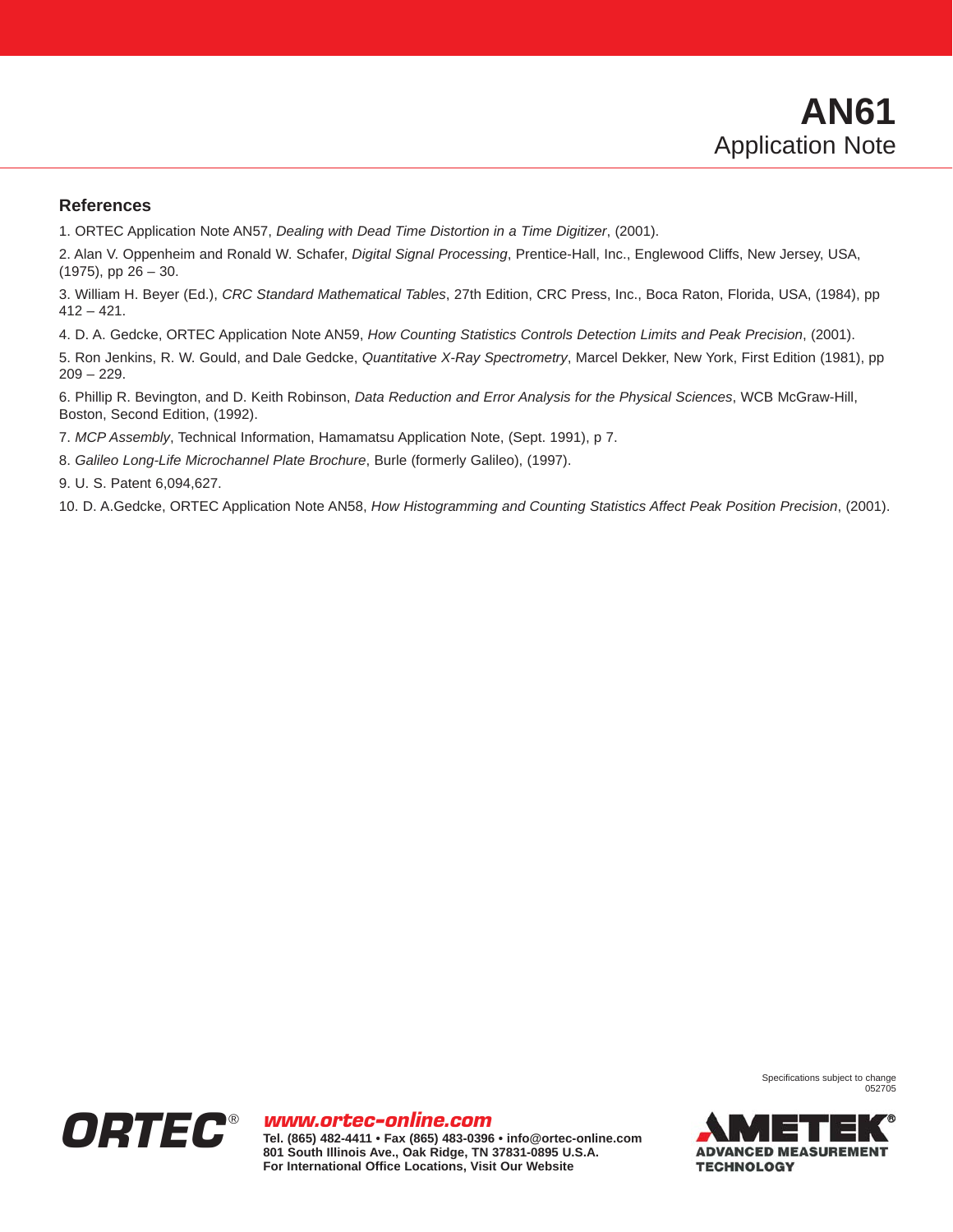## References

1. ORTEC Application Note AN57, *Dealing with Dead Time Distortion in a Time Digitizer*, (2001).

2. Alan V. Oppenheim and Ronald W. Schafer, *Digital Signal Processing*, Prentice-Hall, Inc., Englewood Cliffs, New Jersey, USA, (1975), pp 26 – 30.

3. William H. Beyer (Ed.), *CRC Standard Mathematical Tables*, 27th Edition, CRC Press, Inc., Boca Raton, Florida, USA, (1984), pp 412 – 421.

4. D. A. Gedcke, ORTEC Application Note AN59, *How Counting Statistics Controls Detection Limits and Peak Precision*, (2001).

5. Ron Jenkins, R. W. Gould, and Dale Gedcke, *Quantitative X-Ray Spectrometry*, Marcel Dekker, New York, First Edition (1981), pp 209 – 229.

6. Phillip R. Bevington, and D. Keith Robinson, *Data Reduction and Error Analysis for the Physical Sciences*, WCB McGraw-Hill, Boston, Second Edition, (1992).

7. *MCP Assembly*, Technical Information, Hamamatsu Application Note, (Sept. 1991), p 7.

8. *Galileo Long-Life Microchannel Plate Brochure*, Burle (formerly Galileo), (1997).

9. U. S. Patent 6,094,627.

10. D. A.Gedcke, ORTEC Application Note AN58, *How Histogramming and Counting Statistics Affect Peak Position Precision*, (2001).

Specifications subject to change
052705

www.ortec-online.com
Tel. (865) 482-4411 • Fax (865) 483-0396 • info@ortec-online.com
801 South Illinois Ave., Oak Ridge, TN 37831-0895 U.S.A.
For International Office Locations, Visit Our Website